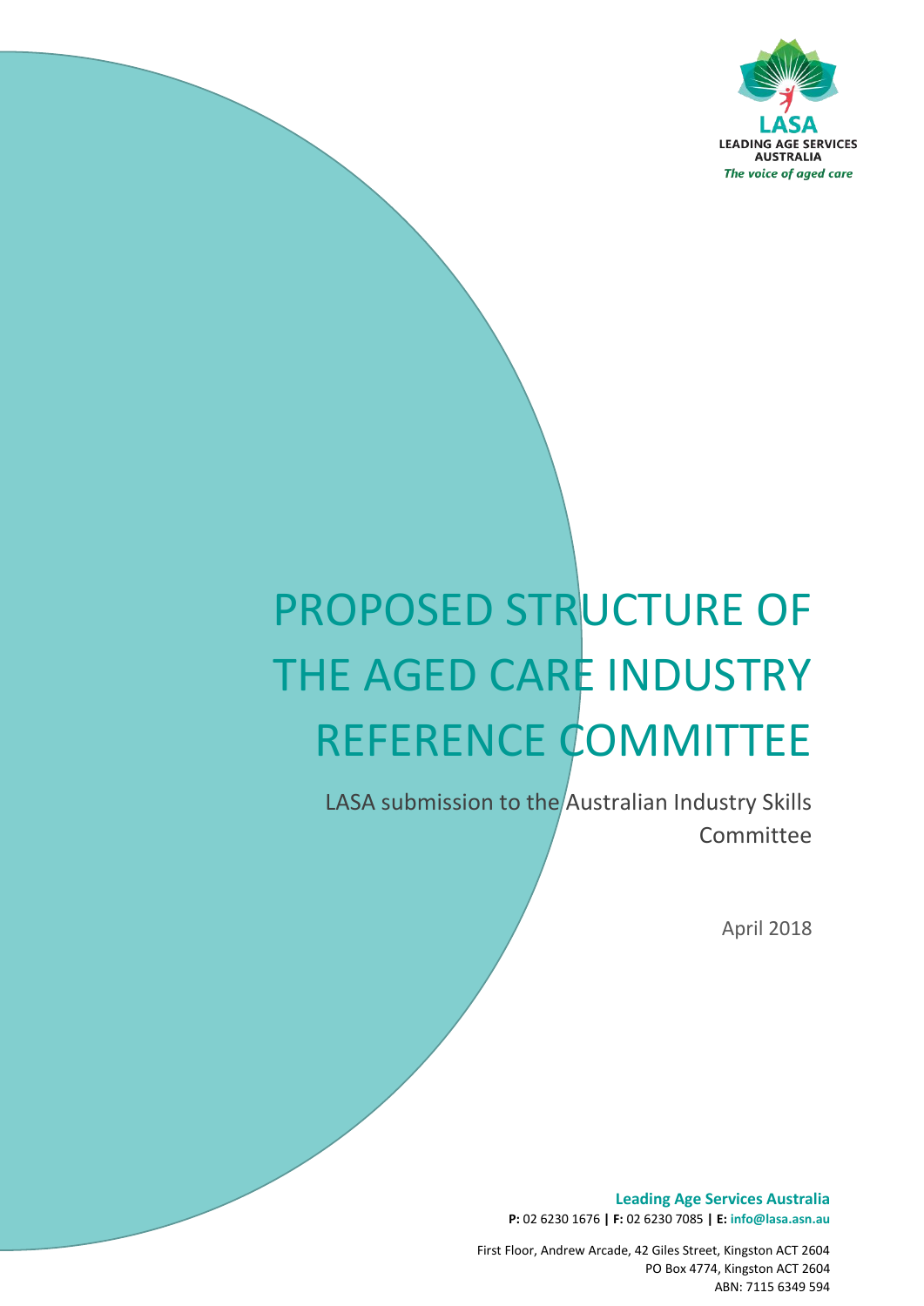LASA

LEADING AGE SERVICES AUSTRALIA

*The voice of aged care*

# PROPOSED STRUCTURE OF THE AGED CARE INDUSTRY REFERENCE COMMITTEE

LASA submission to the Australian Industry Skills Committee

April 2018

**Leading Age Services Australia**

**P:** 02 6230 1676 **|** **F:** 02 6230 7085 **|** **E:** **info@lasa.asn.au**

First Floor, Andrew Arcade, 42 Giles Street, Kingston ACT 2604

PO Box 4774, Kingston ACT 2604

ABN: 7115 6349 594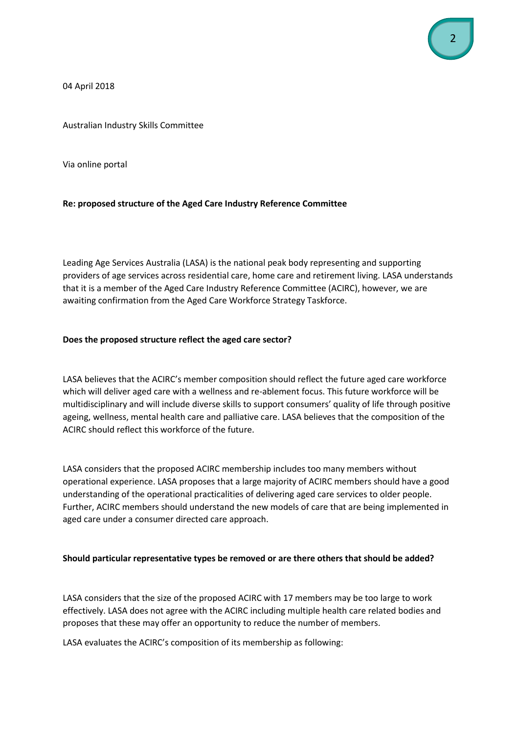04 April 2018

Australian Industry Skills Committee

Via online portal

**Re: proposed structure of the Aged Care Industry Reference Committee**

Leading Age Services Australia (LASA) is the national peak body representing and supporting providers of age services across residential care, home care and retirement living. LASA understands that it is a member of the Aged Care Industry Reference Committee (ACIRC), however, we are awaiting confirmation from the Aged Care Workforce Strategy Taskforce.

**Does the proposed structure reflect the aged care sector?**

LASA believes that the ACIRC's member composition should reflect the future aged care workforce which will deliver aged care with a wellness and re-ablement focus. This future workforce will be multidisciplinary and will include diverse skills to support consumers' quality of life through positive ageing, wellness, mental health care and palliative care. LASA believes that the composition of the ACIRC should reflect this workforce of the future.

LASA considers that the proposed ACIRC membership includes too many members without operational experience. LASA proposes that a large majority of ACIRC members should have a good understanding of the operational practicalities of delivering aged care services to older people. Further, ACIRC members should understand the new models of care that are being implemented in aged care under a consumer directed care approach.

**Should particular representative types be removed or are there others that should be added?**

LASA considers that the size of the proposed ACIRC with 17 members may be too large to work effectively. LASA does not agree with the ACIRC including multiple health care related bodies and proposes that these may offer an opportunity to reduce the number of members.

LASA evaluates the ACIRC's composition of its membership as following: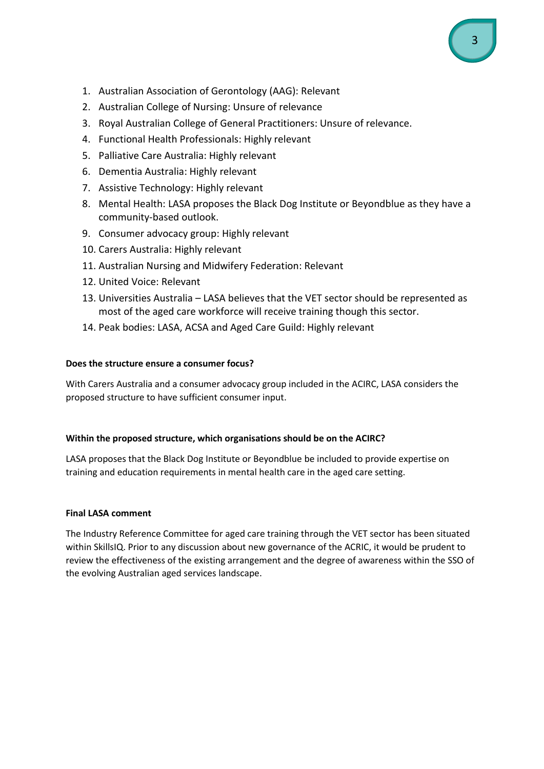1. Australian Association of Gerontology (AAG): Relevant
2. Australian College of Nursing: Unsure of relevance
3. Royal Australian College of General Practitioners: Unsure of relevance.
4. Functional Health Professionals: Highly relevant
5. Palliative Care Australia: Highly relevant
6. Dementia Australia: Highly relevant
7. Assistive Technology: Highly relevant
8. Mental Health: LASA proposes the Black Dog Institute or Beyondblue as they have a community-based outlook.
9. Consumer advocacy group: Highly relevant
10. Carers Australia: Highly relevant
11. Australian Nursing and Midwifery Federation: Relevant
12. United Voice: Relevant
13. Universities Australia – LASA believes that the VET sector should be represented as most of the aged care workforce will receive training though this sector.
14. Peak bodies: LASA, ACSA and Aged Care Guild: Highly relevant

**Does the structure ensure a consumer focus?**

With Carers Australia and a consumer advocacy group included in the ACIRC, LASA considers the proposed structure to have sufficient consumer input.

**Within the proposed structure, which organisations should be on the ACIRC?**

LASA proposes that the Black Dog Institute or Beyondblue be included to provide expertise on training and education requirements in mental health care in the aged care setting.

**Final LASA comment**

The Industry Reference Committee for aged care training through the VET sector has been situated within SkillsIQ. Prior to any discussion about new governance of the ACRIC, it would be prudent to review the effectiveness of the existing arrangement and the degree of awareness within the SSO of the evolving Australian aged services landscape.